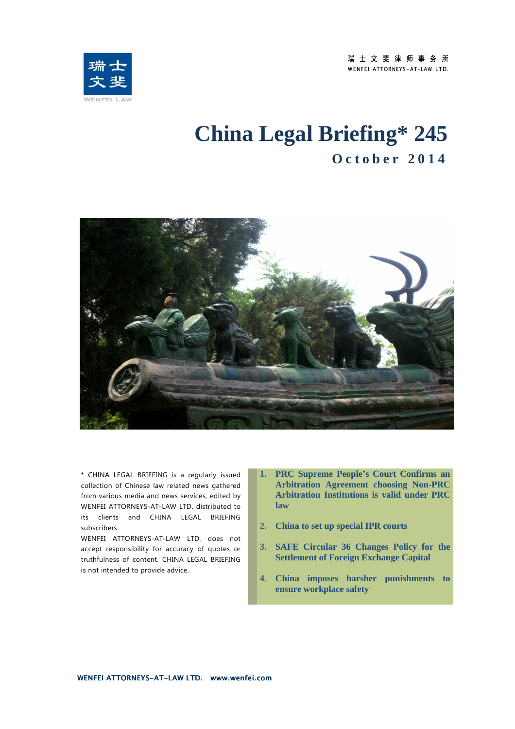瑞士文斐律师事务所
WENFEI ATTORNEYS-AT-LAW LTD.

# China Legal Briefing* 245

## October 2014

\* CHINA LEGAL BRIEFING is a regularly issued collection of Chinese law related news gathered from various media and news services, edited by WENFEI ATTORNEYS-AT-LAW LTD. distributed to its clients and CHINA LEGAL BRIEFING subscribers.

WENFEI ATTORNEYS-AT-LAW LTD. does not accept responsibility for accuracy of quotes or truthfulness of content. CHINA LEGAL BRIEFING is not intended to provide advice.

1. **PRC Supreme People's Court Confirms an Arbitration Agreement choosing Non-PRC Arbitration Institutions is valid under PRC law**
2. **China to set up special IPR courts**
3. **SAFE Circular 36 Changes Policy for the Settlement of Foreign Exchange Capital**
4. **China imposes harsher punishments to ensure workplace safety**

WENFEI ATTORNEYS-AT-LAW LTD. www.wenfei.com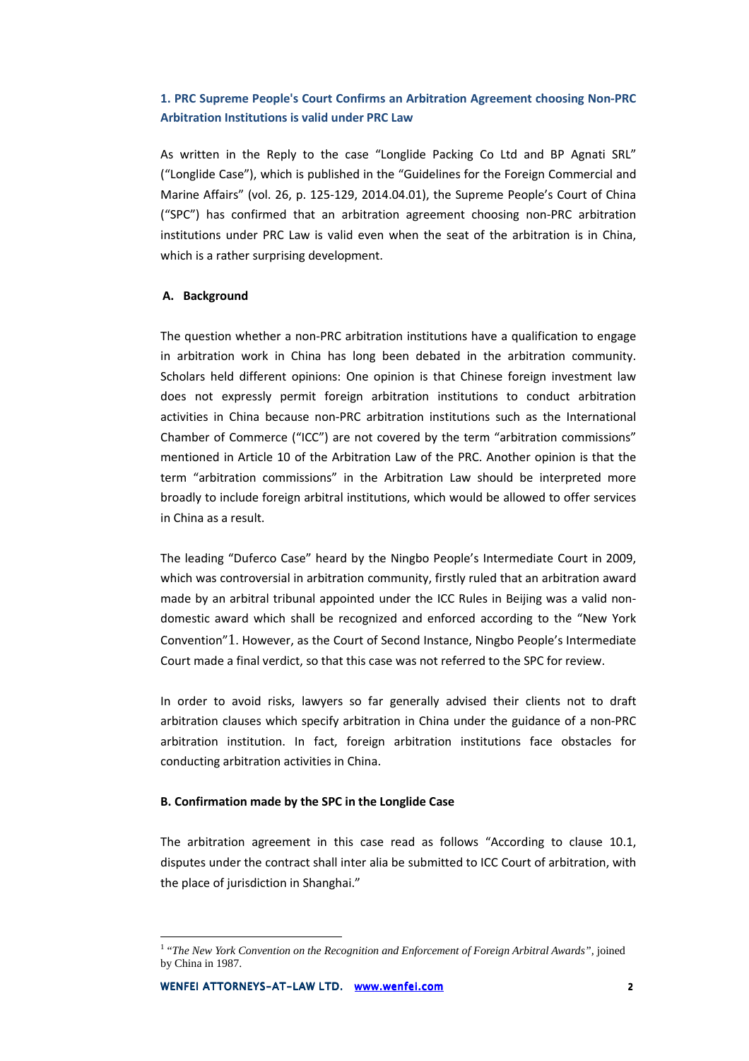## 1. PRC Supreme People's Court Confirms an Arbitration Agreement choosing Non-PRC Arbitration Institutions is valid under PRC Law

As written in the Reply to the case "Longlide Packing Co Ltd and BP Agnati SRL" ("Longlide Case"), which is published in the "Guidelines for the Foreign Commercial and Marine Affairs" (vol. 26, p. 125-129, 2014.04.01), the Supreme People's Court of China ("SPC") has confirmed that an arbitration agreement choosing non-PRC arbitration institutions under PRC Law is valid even when the seat of the arbitration is in China, which is a rather surprising development.

### A. Background

The question whether a non-PRC arbitration institutions have a qualification to engage in arbitration work in China has long been debated in the arbitration community. Scholars held different opinions: One opinion is that Chinese foreign investment law does not expressly permit foreign arbitration institutions to conduct arbitration activities in China because non-PRC arbitration institutions such as the International Chamber of Commerce ("ICC") are not covered by the term "arbitration commissions" mentioned in Article 10 of the Arbitration Law of the PRC. Another opinion is that the term "arbitration commissions" in the Arbitration Law should be interpreted more broadly to include foreign arbitral institutions, which would be allowed to offer services in China as a result.

The leading "Duferco Case" heard by the Ningbo People's Intermediate Court in 2009, which was controversial in arbitration community, firstly ruled that an arbitration award made by an arbitral tribunal appointed under the ICC Rules in Beijing was a valid non-domestic award which shall be recognized and enforced according to the "New York Convention"[1]. However, as the Court of Second Instance, Ningbo People's Intermediate Court made a final verdict, so that this case was not referred to the SPC for review.

In order to avoid risks, lawyers so far generally advised their clients not to draft arbitration clauses which specify arbitration in China under the guidance of a non-PRC arbitration institution. In fact, foreign arbitration institutions face obstacles for conducting arbitration activities in China.

### B. Confirmation made by the SPC in the Longlide Case

The arbitration agreement in this case read as follows "According to clause 10.1, disputes under the contract shall inter alia be submitted to ICC Court of arbitration, with the place of jurisdiction in Shanghai."

---

[1] "*The New York Convention on the Recognition and Enforcement of Foreign Arbitral Awards*", joined by China in 1987.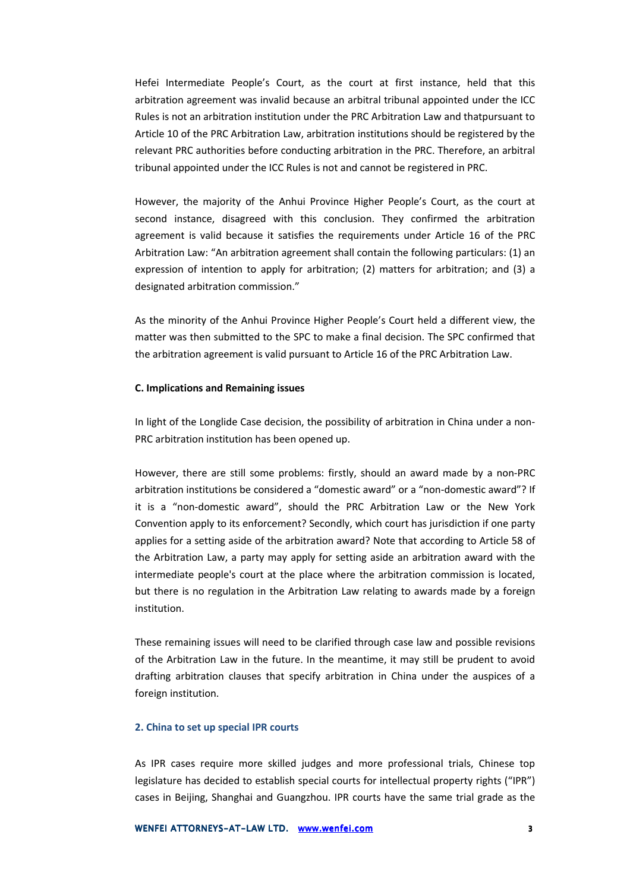Hefei Intermediate People's Court, as the court at first instance, held that this arbitration agreement was invalid because an arbitral tribunal appointed under the ICC Rules is not an arbitration institution under the PRC Arbitration Law and thatpursuant to Article 10 of the PRC Arbitration Law, arbitration institutions should be registered by the relevant PRC authorities before conducting arbitration in the PRC. Therefore, an arbitral tribunal appointed under the ICC Rules is not and cannot be registered in PRC.

However, the majority of the Anhui Province Higher People's Court, as the court at second instance, disagreed with this conclusion. They confirmed the arbitration agreement is valid because it satisfies the requirements under Article 16 of the PRC Arbitration Law: "An arbitration agreement shall contain the following particulars: (1) an expression of intention to apply for arbitration; (2) matters for arbitration; and (3) a designated arbitration commission."

As the minority of the Anhui Province Higher People's Court held a different view, the matter was then submitted to the SPC to make a final decision. The SPC confirmed that the arbitration agreement is valid pursuant to Article 16 of the PRC Arbitration Law.

**C. Implications and Remaining issues**

In light of the Longlide Case decision, the possibility of arbitration in China under a non-PRC arbitration institution has been opened up.

However, there are still some problems: firstly, should an award made by a non-PRC arbitration institutions be considered a "domestic award" or a "non-domestic award"? If it is a "non-domestic award", should the PRC Arbitration Law or the New York Convention apply to its enforcement? Secondly, which court has jurisdiction if one party applies for a setting aside of the arbitration award? Note that according to Article 58 of the Arbitration Law, a party may apply for setting aside an arbitration award with the intermediate people's court at the place where the arbitration commission is located, but there is no regulation in the Arbitration Law relating to awards made by a foreign institution.

These remaining issues will need to be clarified through case law and possible revisions of the Arbitration Law in the future. In the meantime, it may still be prudent to avoid drafting arbitration clauses that specify arbitration in China under the auspices of a foreign institution.

## 2. China to set up special IPR courts

As IPR cases require more skilled judges and more professional trials, Chinese top legislature has decided to establish special courts for intellectual property rights ("IPR") cases in Beijing, Shanghai and Guangzhou. IPR courts have the same trial grade as the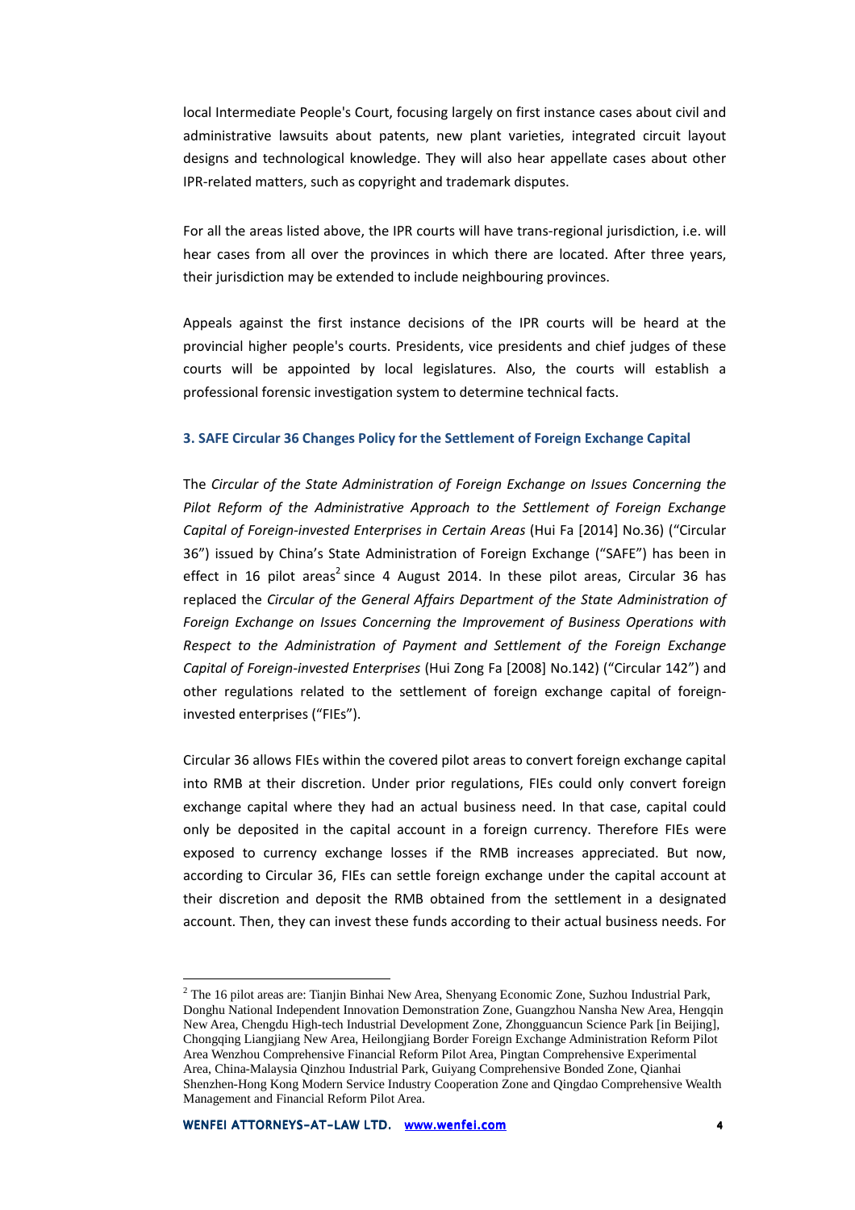local Intermediate People's Court, focusing largely on first instance cases about civil and administrative lawsuits about patents, new plant varieties, integrated circuit layout designs and technological knowledge. They will also hear appellate cases about other IPR-related matters, such as copyright and trademark disputes.

For all the areas listed above, the IPR courts will have trans-regional jurisdiction, i.e. will hear cases from all over the provinces in which there are located. After three years, their jurisdiction may be extended to include neighbouring provinces.

Appeals against the first instance decisions of the IPR courts will be heard at the provincial higher people's courts. Presidents, vice presidents and chief judges of these courts will be appointed by local legislatures. Also, the courts will establish a professional forensic investigation system to determine technical facts.

### 3. SAFE Circular 36 Changes Policy for the Settlement of Foreign Exchange Capital

The *Circular of the State Administration of Foreign Exchange on Issues Concerning the Pilot Reform of the Administrative Approach to the Settlement of Foreign Exchange Capital of Foreign-invested Enterprises in Certain Areas* (Hui Fa [2014] No.36) ("Circular 36") issued by China's State Administration of Foreign Exchange ("SAFE") has been in effect in 16 pilot areas[2] since 4 August 2014. In these pilot areas, Circular 36 has replaced the *Circular of the General Affairs Department of the State Administration of Foreign Exchange on Issues Concerning the Improvement of Business Operations with Respect to the Administration of Payment and Settlement of the Foreign Exchange Capital of Foreign-invested Enterprises* (Hui Zong Fa [2008] No.142) ("Circular 142") and other regulations related to the settlement of foreign exchange capital of foreign-invested enterprises ("FIEs").

Circular 36 allows FIEs within the covered pilot areas to convert foreign exchange capital into RMB at their discretion. Under prior regulations, FIEs could only convert foreign exchange capital where they had an actual business need. In that case, capital could only be deposited in the capital account in a foreign currency. Therefore FIEs were exposed to currency exchange losses if the RMB increases appreciated. But now, according to Circular 36, FIEs can settle foreign exchange under the capital account at their discretion and deposit the RMB obtained from the settlement in a designated account. Then, they can invest these funds according to their actual business needs. For

---

[2] The 16 pilot areas are: Tianjin Binhai New Area, Shenyang Economic Zone, Suzhou Industrial Park, Donghu National Independent Innovation Demonstration Zone, Guangzhou Nansha New Area, Hengqin New Area, Chengdu High-tech Industrial Development Zone, Zhongguancun Science Park [in Beijing], Chongqing Liangjiang New Area, Heilongjiang Border Foreign Exchange Administration Reform Pilot Area Wenzhou Comprehensive Financial Reform Pilot Area, Pingtan Comprehensive Experimental Area, China-Malaysia Qinzhou Industrial Park, Guiyang Comprehensive Bonded Zone, Qianhai Shenzhen-Hong Kong Modern Service Industry Cooperation Zone and Qingdao Comprehensive Wealth Management and Financial Reform Pilot Area.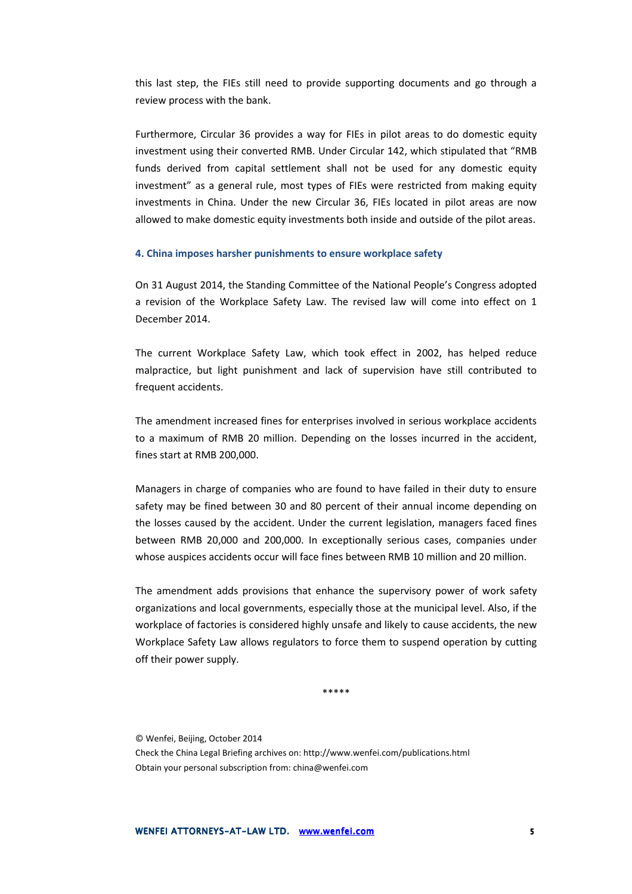this last step, the FIEs still need to provide supporting documents and go through a review process with the bank.

Furthermore, Circular 36 provides a way for FIEs in pilot areas to do domestic equity investment using their converted RMB. Under Circular 142, which stipulated that "RMB funds derived from capital settlement shall not be used for any domestic equity investment" as a general rule, most types of FIEs were restricted from making equity investments in China. Under the new Circular 36, FIEs located in pilot areas are now allowed to make domestic equity investments both inside and outside of the pilot areas.

### 4. China imposes harsher punishments to ensure workplace safety

On 31 August 2014, the Standing Committee of the National People's Congress adopted a revision of the Workplace Safety Law. The revised law will come into effect on 1 December 2014.

The current Workplace Safety Law, which took effect in 2002, has helped reduce malpractice, but light punishment and lack of supervision have still contributed to frequent accidents.

The amendment increased fines for enterprises involved in serious workplace accidents to a maximum of RMB 20 million. Depending on the losses incurred in the accident, fines start at RMB 200,000.

Managers in charge of companies who are found to have failed in their duty to ensure safety may be fined between 30 and 80 percent of their annual income depending on the losses caused by the accident. Under the current legislation, managers faced fines between RMB 20,000 and 200,000. In exceptionally serious cases, companies under whose auspices accidents occur will face fines between RMB 10 million and 20 million.

The amendment adds provisions that enhance the supervisory power of work safety organizations and local governments, especially those at the municipal level. Also, if the workplace of factories is considered highly unsafe and likely to cause accidents, the new Workplace Safety Law allows regulators to force them to suspend operation by cutting off their power supply.

*****

© Wenfei, Beijing, October 2014
Check the China Legal Briefing archives on: http://www.wenfei.com/publications.html
Obtain your personal subscription from: china@wenfei.com